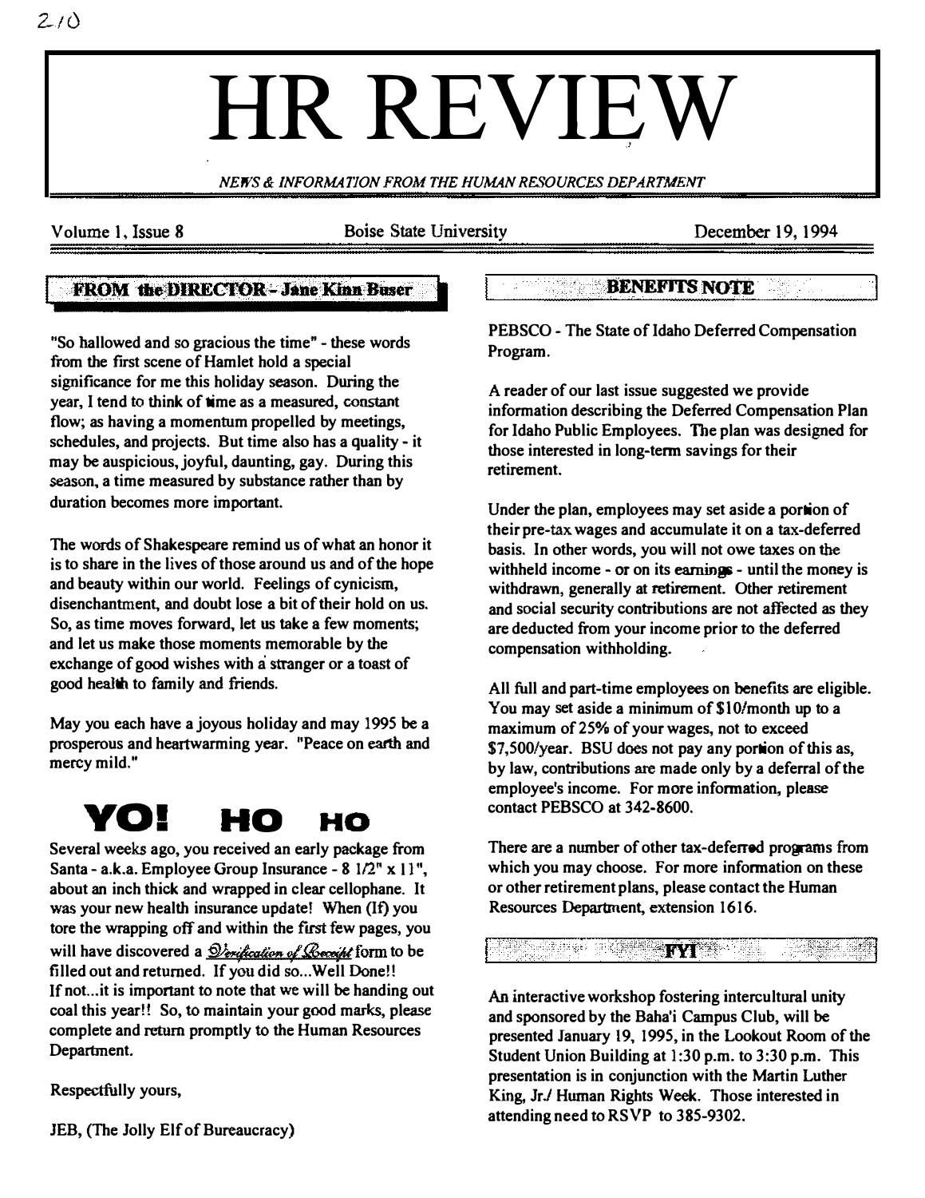# HR REVIEW

*NEWS & INFORMATION FROM THE HUMAN RESOURCES DEPARTMENT*

Volume 1, Issue 8 — Boise State University — December 19, 1994

## FROM the DIRECTOR - Jane Kinn Buser

"So hallowed and so gracious the time" - these words from the first scene of Hamlet hold a special significance for me this holiday season. During the year, I tend to think of time as a measured, constant flow; as having a momentum propelled by meetings, schedules, and projects. But time also has a quality - it may be auspicious, joyful, daunting, gay. During this season, a time measured by substance rather than by duration becomes more important.

The words of Shakespeare remind us of what an honor it is to share in the lives of those around us and of the hope and beauty within our world. Feelings of cynicism, disenchantment, and doubt lose a bit of their hold on us. So, as time moves forward, let us take a few moments; and let us make those moments memorable by the exchange of good wishes with a stranger or a toast of good health to family and friends.

May you each have a joyous holiday and may 1995 be a prosperous and heartwarming year. "Peace on earth and mercy mild."

## YO! HO HO

Several weeks ago, you received an early package from Santa - a.k.a. Employee Group Insurance - 8 1/2" x 11", about an inch thick and wrapped in clear cellophane. It was your new health insurance update! When (If) you tore the wrapping off and within the first few pages, you will have discovered a *Verification of Receipt* form to be filled out and returned. If you did so...Well Done!! If not...it is important to note that we will be handing out coal this year!! So, to maintain your good marks, please complete and return promptly to the Human Resources Department.

Respectfully yours,

JEB, (The Jolly Elf of Bureaucracy)

## BENEFITS NOTE

PEBSCO - The State of Idaho Deferred Compensation Program.

A reader of our last issue suggested we provide information describing the Deferred Compensation Plan for Idaho Public Employees. The plan was designed for those interested in long-term savings for their retirement.

Under the plan, employees may set aside a portion of their pre-tax wages and accumulate it on a tax-deferred basis. In other words, you will not owe taxes on the withheld income - or on its earnings - until the money is withdrawn, generally at retirement. Other retirement and social security contributions are not affected as they are deducted from your income prior to the deferred compensation withholding.

All full and part-time employees on benefits are eligible. You may set aside a minimum of $10/month up to a maximum of 25% of your wages, not to exceed $7,500/year. BSU does not pay any portion of this as, by law, contributions are made only by a deferral of the employee's income. For more information, please contact PEBSCO at 342-8600.

There are a number of other tax-deferred programs from which you may choose. For more information on these or other retirement plans, please contact the Human Resources Department, extension 1616.

## FYI

An interactive workshop fostering intercultural unity and sponsored by the Baha'i Campus Club, will be presented January 19, 1995, in the Lookout Room of the Student Union Building at 1:30 p.m. to 3:30 p.m. This presentation is in conjunction with the Martin Luther King, Jr./ Human Rights Week. Those interested in attending need to RSVP to 385-9302.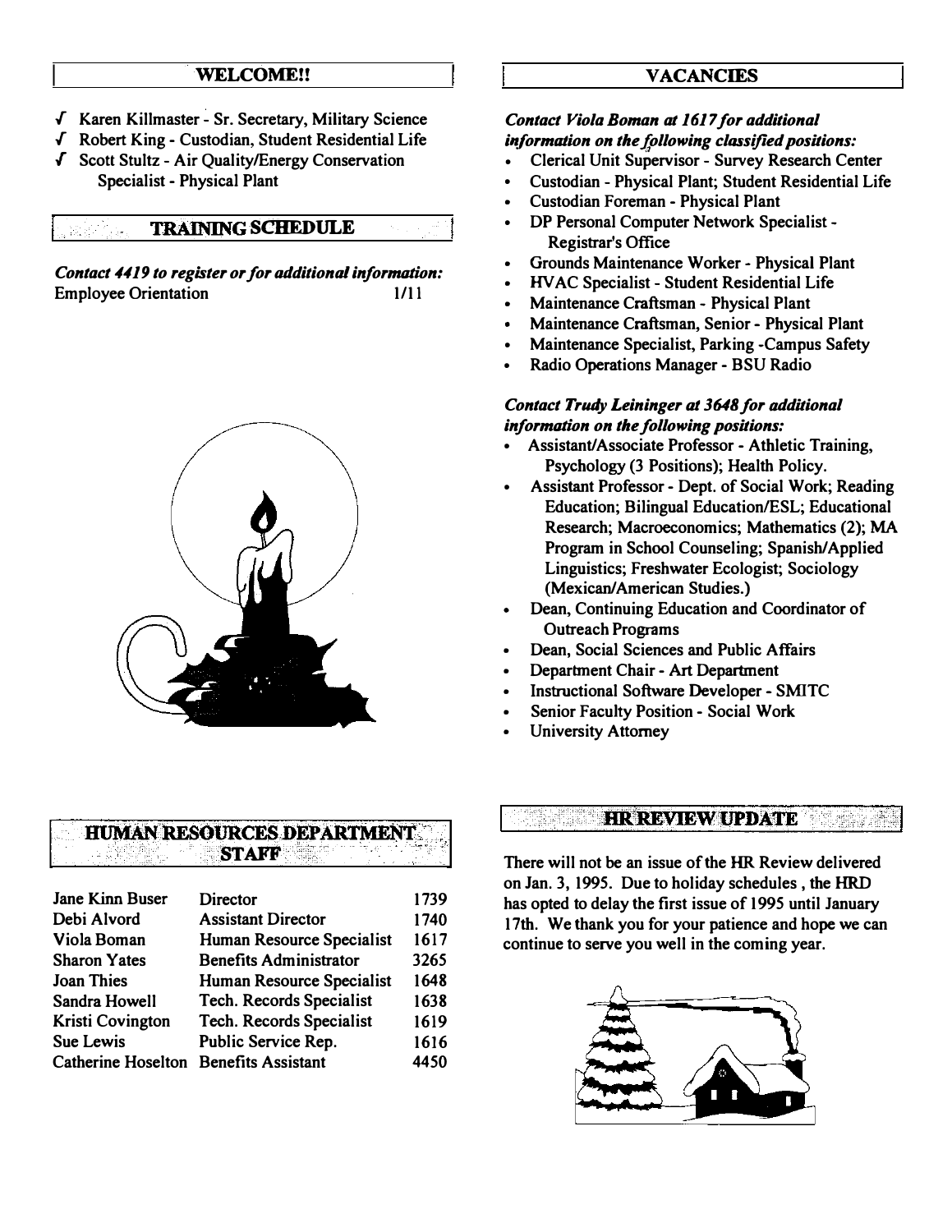## WELCOME!!

- √ Karen Killmaster - Sr. Secretary, Military Science
- √ Robert King - Custodian, Student Residential Life
- √ Scott Stultz - Air Quality/Energy Conservation Specialist - Physical Plant

## TRAINING SCHEDULE

***Contact 4419 to register or for additional information:***

Employee Orientation 1/11

## HUMAN RESOURCES DEPARTMENT STAFF

| | | |
|---|---|---|
| Jane Kinn Buser | Director | 1739 |
| Debi Alvord | Assistant Director | 1740 |
| Viola Boman | Human Resource Specialist | 1617 |
| Sharon Yates | Benefits Administrator | 3265 |
| Joan Thies | Human Resource Specialist | 1648 |
| Sandra Howell | Tech. Records Specialist | 1638 |
| Kristi Covington | Tech. Records Specialist | 1619 |
| Sue Lewis | Public Service Rep. | 1616 |
| Catherine Hoselton | Benefits Assistant | 4450 |

## VACANCIES

***Contact Viola Boman at 1617 for additional information on the following classified positions:***

- Clerical Unit Supervisor - Survey Research Center
- Custodian - Physical Plant; Student Residential Life
- Custodian Foreman - Physical Plant
- DP Personal Computer Network Specialist - Registrar's Office
- Grounds Maintenance Worker - Physical Plant
- HVAC Specialist - Student Residential Life
- Maintenance Craftsman - Physical Plant
- Maintenance Craftsman, Senior - Physical Plant
- Maintenance Specialist, Parking -Campus Safety
- Radio Operations Manager - BSU Radio

***Contact Trudy Leininger at 3648 for additional information on the following positions:***

- Assistant/Associate Professor - Athletic Training, Psychology (3 Positions); Health Policy.
- Assistant Professor - Dept. of Social Work; Reading Education; Bilingual Education/ESL; Educational Research; Macroeconomics; Mathematics (2); MA Program in School Counseling; Spanish/Applied Linguistics; Freshwater Ecologist; Sociology (Mexican/American Studies.)
- Dean, Continuing Education and Coordinator of Outreach Programs
- Dean, Social Sciences and Public Affairs
- Department Chair - Art Department
- Instructional Software Developer - SMITC
- Senior Faculty Position - Social Work
- University Attorney

## HR REVIEW UPDATE

There will not be an issue of the HR Review delivered on Jan. 3, 1995. Due to holiday schedules , the HRD has opted to delay the first issue of 1995 until January 17th. We thank you for your patience and hope we can continue to serve you well in the coming year.